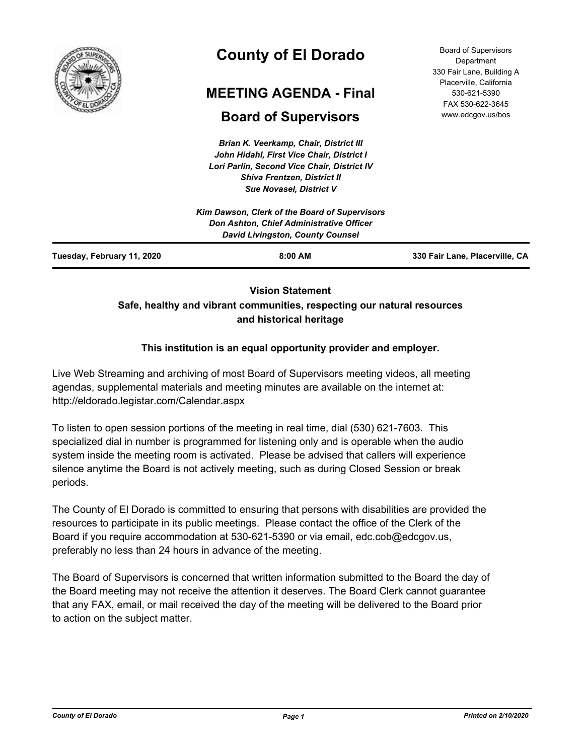# County of El Dorado

## MEETING AGENDA - Final

## Board of Supervisors

Board of Supervisors Department
330 Fair Lane, Building A
Placerville, California
530-621-5390
FAX 530-622-3645
www.edcgov.us/bos

*Brian K. Veerkamp, Chair, District III*
*John Hidahl, First Vice Chair, District I*
*Lori Parlin, Second Vice Chair, District IV*
*Shiva Frentzen, District II*
*Sue Novasel, District V*

*Kim Dawson, Clerk of the Board of Supervisors*
*Don Ashton, Chief Administrative Officer*
*David Livingston, County Counsel*

**Tuesday, February 11, 2020** | **8:00 AM** | **330 Fair Lane, Placerville, CA**

**Vision Statement**
**Safe, healthy and vibrant communities, respecting our natural resources and historical heritage**

**This institution is an equal opportunity provider and employer.**

Live Web Streaming and archiving of most Board of Supervisors meeting videos, all meeting agendas, supplemental materials and meeting minutes are available on the internet at: http://eldorado.legistar.com/Calendar.aspx

To listen to open session portions of the meeting in real time, dial (530) 621-7603. This specialized dial in number is programmed for listening only and is operable when the audio system inside the meeting room is activated. Please be advised that callers will experience silence anytime the Board is not actively meeting, such as during Closed Session or break periods.

The County of El Dorado is committed to ensuring that persons with disabilities are provided the resources to participate in its public meetings. Please contact the office of the Clerk of the Board if you require accommodation at 530-621-5390 or via email, edc.cob@edcgov.us, preferably no less than 24 hours in advance of the meeting.

The Board of Supervisors is concerned that written information submitted to the Board the day of the Board meeting may not receive the attention it deserves. The Board Clerk cannot guarantee that any FAX, email, or mail received the day of the meeting will be delivered to the Board prior to action on the subject matter.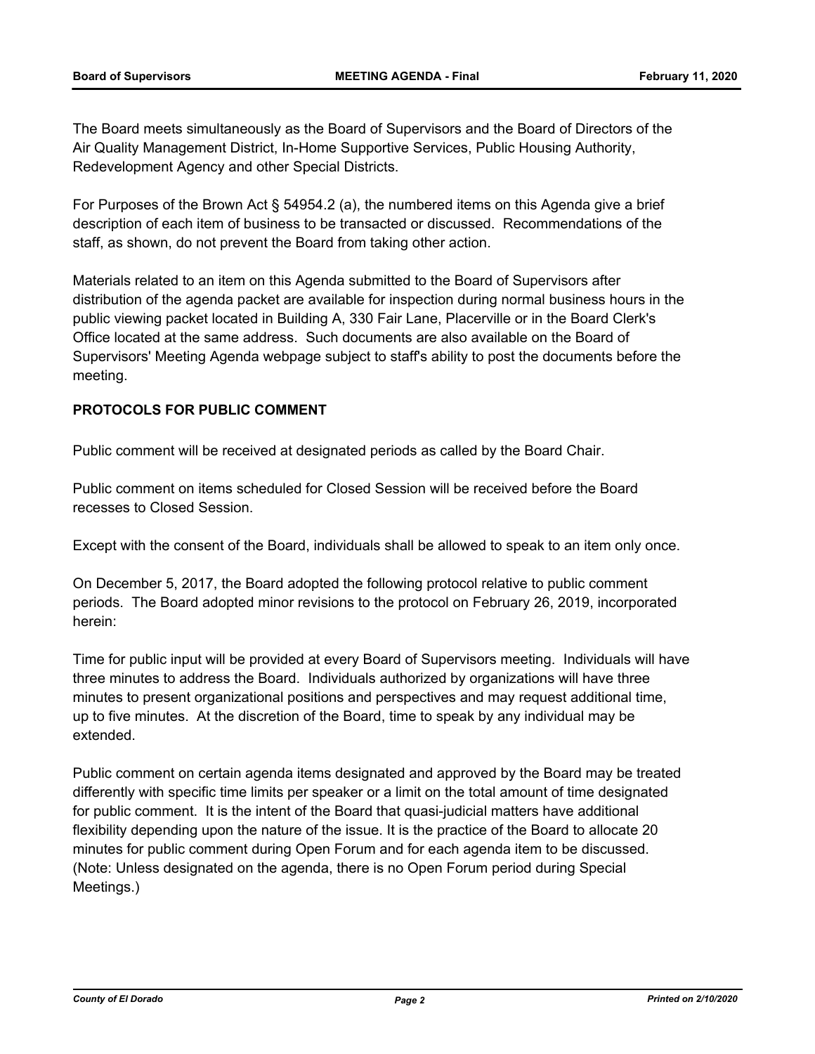The Board meets simultaneously as the Board of Supervisors and the Board of Directors of the Air Quality Management District, In-Home Supportive Services, Public Housing Authority, Redevelopment Agency and other Special Districts.

For Purposes of the Brown Act § 54954.2 (a), the numbered items on this Agenda give a brief description of each item of business to be transacted or discussed. Recommendations of the staff, as shown, do not prevent the Board from taking other action.

Materials related to an item on this Agenda submitted to the Board of Supervisors after distribution of the agenda packet are available for inspection during normal business hours in the public viewing packet located in Building A, 330 Fair Lane, Placerville or in the Board Clerk's Office located at the same address. Such documents are also available on the Board of Supervisors' Meeting Agenda webpage subject to staff's ability to post the documents before the meeting.

**PROTOCOLS FOR PUBLIC COMMENT**

Public comment will be received at designated periods as called by the Board Chair.

Public comment on items scheduled for Closed Session will be received before the Board recesses to Closed Session.

Except with the consent of the Board, individuals shall be allowed to speak to an item only once.

On December 5, 2017, the Board adopted the following protocol relative to public comment periods. The Board adopted minor revisions to the protocol on February 26, 2019, incorporated herein:

Time for public input will be provided at every Board of Supervisors meeting. Individuals will have three minutes to address the Board. Individuals authorized by organizations will have three minutes to present organizational positions and perspectives and may request additional time, up to five minutes. At the discretion of the Board, time to speak by any individual may be extended.

Public comment on certain agenda items designated and approved by the Board may be treated differently with specific time limits per speaker or a limit on the total amount of time designated for public comment. It is the intent of the Board that quasi-judicial matters have additional flexibility depending upon the nature of the issue. It is the practice of the Board to allocate 20 minutes for public comment during Open Forum and for each agenda item to be discussed. (Note: Unless designated on the agenda, there is no Open Forum period during Special Meetings.)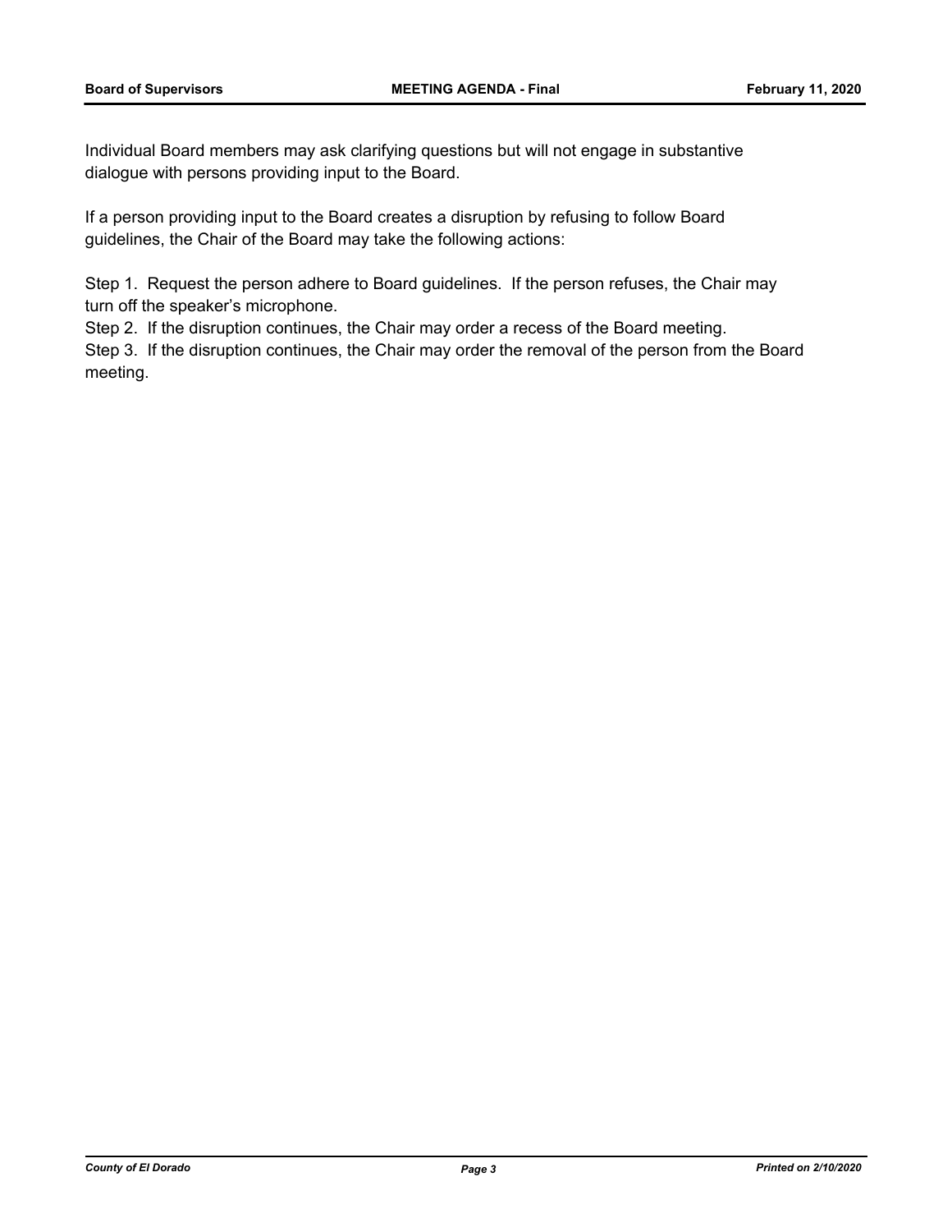Individual Board members may ask clarifying questions but will not engage in substantive dialogue with persons providing input to the Board.

If a person providing input to the Board creates a disruption by refusing to follow Board guidelines, the Chair of the Board may take the following actions:

Step 1. Request the person adhere to Board guidelines. If the person refuses, the Chair may turn off the speaker's microphone.
Step 2. If the disruption continues, the Chair may order a recess of the Board meeting.
Step 3. If the disruption continues, the Chair may order the removal of the person from the Board meeting.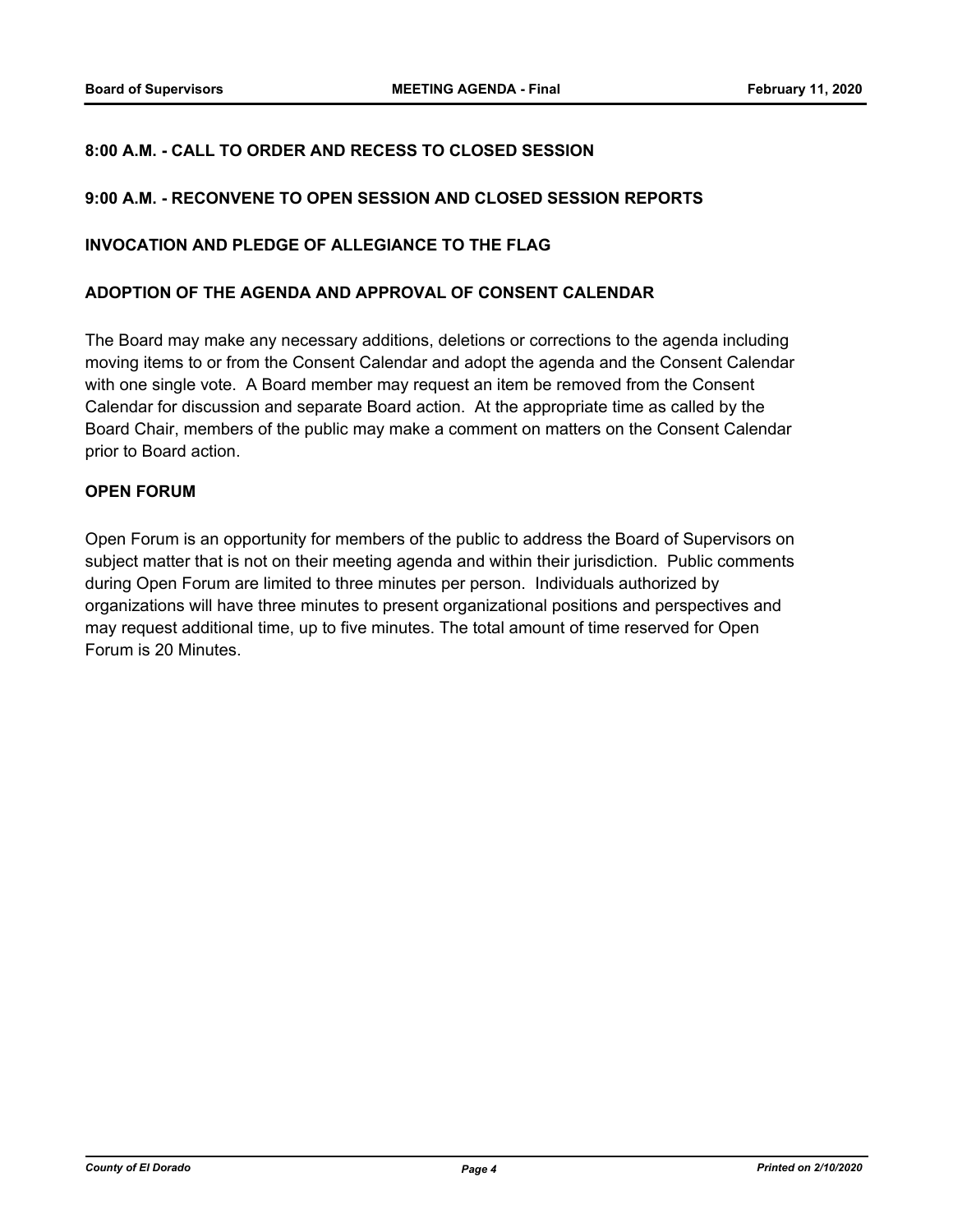## 8:00 A.M. - CALL TO ORDER AND RECESS TO CLOSED SESSION

## 9:00 A.M. - RECONVENE TO OPEN SESSION AND CLOSED SESSION REPORTS

## INVOCATION AND PLEDGE OF ALLEGIANCE TO THE FLAG

## ADOPTION OF THE AGENDA AND APPROVAL OF CONSENT CALENDAR

The Board may make any necessary additions, deletions or corrections to the agenda including moving items to or from the Consent Calendar and adopt the agenda and the Consent Calendar with one single vote. A Board member may request an item be removed from the Consent Calendar for discussion and separate Board action. At the appropriate time as called by the Board Chair, members of the public may make a comment on matters on the Consent Calendar prior to Board action.

## OPEN FORUM

Open Forum is an opportunity for members of the public to address the Board of Supervisors on subject matter that is not on their meeting agenda and within their jurisdiction. Public comments during Open Forum are limited to three minutes per person. Individuals authorized by organizations will have three minutes to present organizational positions and perspectives and may request additional time, up to five minutes. The total amount of time reserved for Open Forum is 20 Minutes.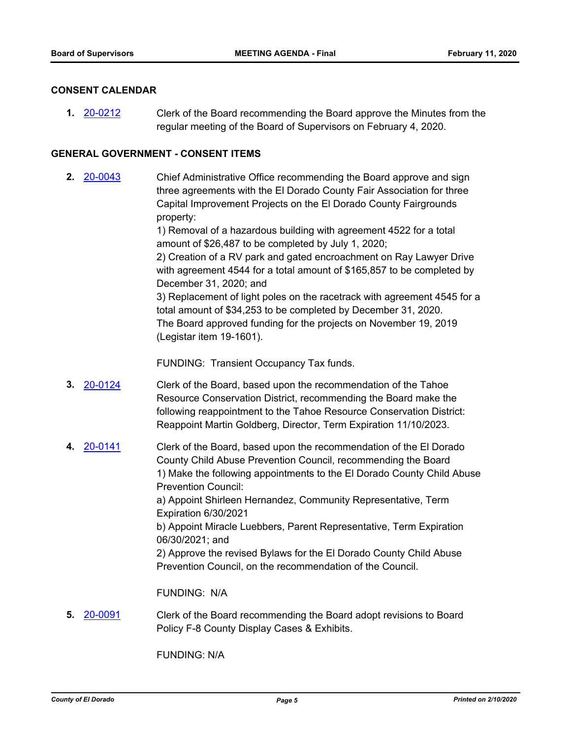## CONSENT CALENDAR

**1.** [20-0212] Clerk of the Board recommending the Board approve the Minutes from the regular meeting of the Board of Supervisors on February 4, 2020.

## GENERAL GOVERNMENT - CONSENT ITEMS

**2.** [20-0043] Chief Administrative Office recommending the Board approve and sign three agreements with the El Dorado County Fair Association for three Capital Improvement Projects on the El Dorado County Fairgrounds property:
1) Removal of a hazardous building with agreement 4522 for a total amount of $26,487 to be completed by July 1, 2020;
2) Creation of a RV park and gated encroachment on Ray Lawyer Drive with agreement 4544 for a total amount of $165,857 to be completed by December 31, 2020; and
3) Replacement of light poles on the racetrack with agreement 4545 for a total amount of $34,253 to be completed by December 31, 2020.
The Board approved funding for the projects on November 19, 2019 (Legistar item 19-1601).

FUNDING: Transient Occupancy Tax funds.

**3.** [20-0124] Clerk of the Board, based upon the recommendation of the Tahoe Resource Conservation District, recommending the Board make the following reappointment to the Tahoe Resource Conservation District: Reappoint Martin Goldberg, Director, Term Expiration 11/10/2023.

**4.** [20-0141] Clerk of the Board, based upon the recommendation of the El Dorado County Child Abuse Prevention Council, recommending the Board
1) Make the following appointments to the El Dorado County Child Abuse Prevention Council:
a) Appoint Shirleen Hernandez, Community Representative, Term Expiration 6/30/2021
b) Appoint Miracle Luebbers, Parent Representative, Term Expiration 06/30/2021; and
2) Approve the revised Bylaws for the El Dorado County Child Abuse Prevention Council, on the recommendation of the Council.

FUNDING: N/A

**5.** [20-0091] Clerk of the Board recommending the Board adopt revisions to Board Policy F-8 County Display Cases & Exhibits.

FUNDING: N/A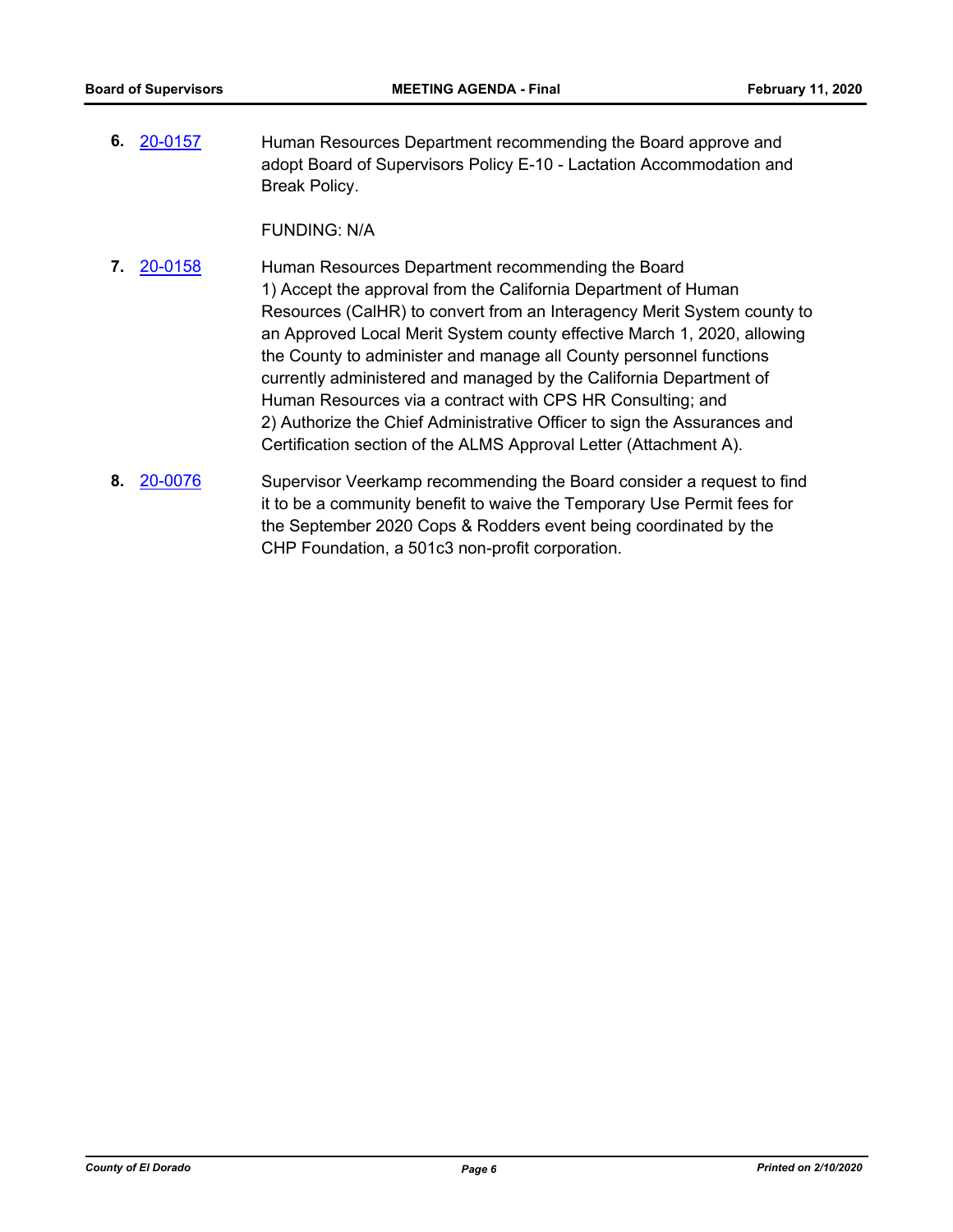6. [20-0157] Human Resources Department recommending the Board approve and adopt Board of Supervisors Policy E-10 - Lactation Accommodation and Break Policy.

   FUNDING: N/A

7. [20-0158] Human Resources Department recommending the Board
   1) Accept the approval from the California Department of Human Resources (CalHR) to convert from an Interagency Merit System county to an Approved Local Merit System county effective March 1, 2020, allowing the County to administer and manage all County personnel functions currently administered and managed by the California Department of Human Resources via a contract with CPS HR Consulting; and
   2) Authorize the Chief Administrative Officer to sign the Assurances and Certification section of the ALMS Approval Letter (Attachment A).

8. [20-0076] Supervisor Veerkamp recommending the Board consider a request to find it to be a community benefit to waive the Temporary Use Permit fees for the September 2020 Cops & Rodders event being coordinated by the CHP Foundation, a 501c3 non-profit corporation.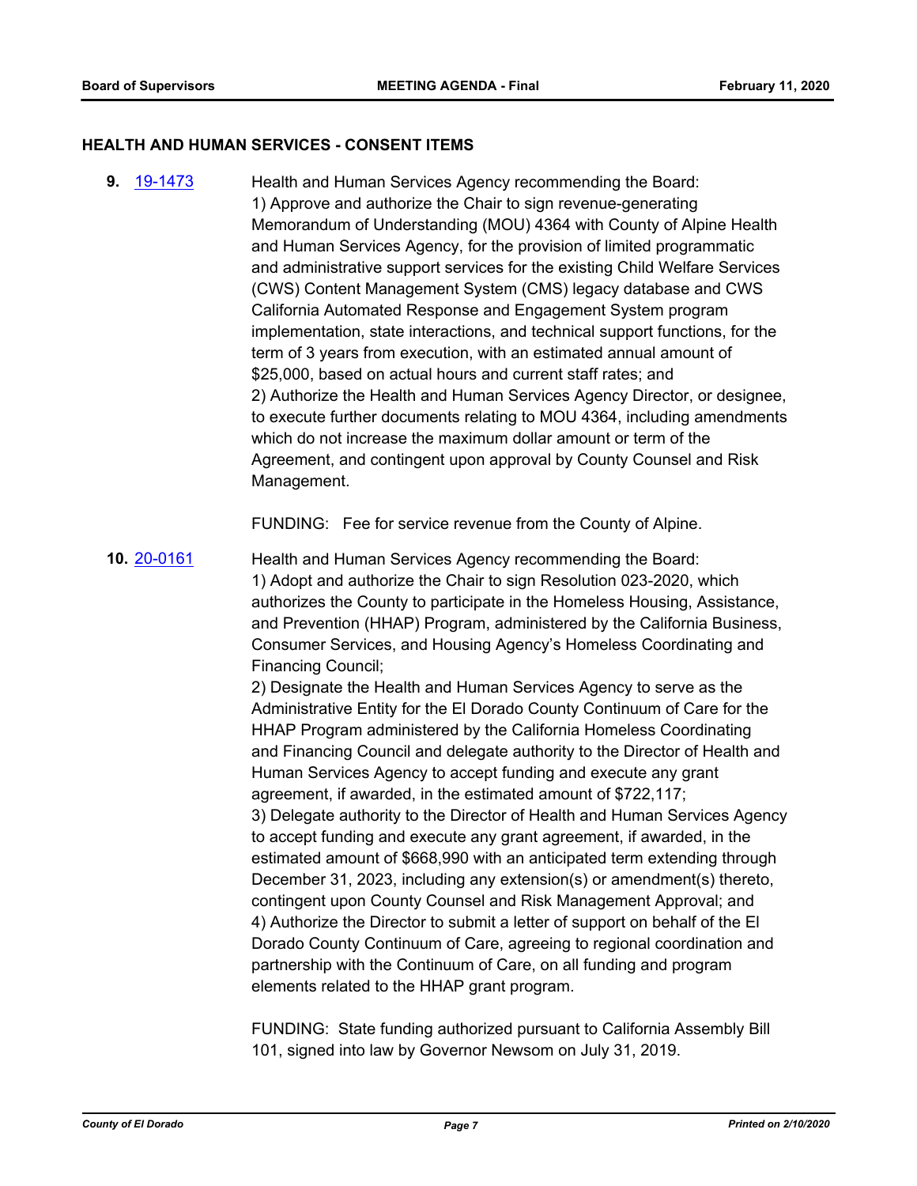## HEALTH AND HUMAN SERVICES - CONSENT ITEMS

**9.** 19-1473 Health and Human Services Agency recommending the Board:
1) Approve and authorize the Chair to sign revenue-generating Memorandum of Understanding (MOU) 4364 with County of Alpine Health and Human Services Agency, for the provision of limited programmatic and administrative support services for the existing Child Welfare Services (CWS) Content Management System (CMS) legacy database and CWS California Automated Response and Engagement System program implementation, state interactions, and technical support functions, for the term of 3 years from execution, with an estimated annual amount of $25,000, based on actual hours and current staff rates; and
2) Authorize the Health and Human Services Agency Director, or designee, to execute further documents relating to MOU 4364, including amendments which do not increase the maximum dollar amount or term of the Agreement, and contingent upon approval by County Counsel and Risk Management.

FUNDING: Fee for service revenue from the County of Alpine.

**10.** 20-0161 Health and Human Services Agency recommending the Board:
1) Adopt and authorize the Chair to sign Resolution 023-2020, which authorizes the County to participate in the Homeless Housing, Assistance, and Prevention (HHAP) Program, administered by the California Business, Consumer Services, and Housing Agency's Homeless Coordinating and Financing Council;
2) Designate the Health and Human Services Agency to serve as the Administrative Entity for the El Dorado County Continuum of Care for the HHAP Program administered by the California Homeless Coordinating and Financing Council and delegate authority to the Director of Health and Human Services Agency to accept funding and execute any grant agreement, if awarded, in the estimated amount of $722,117;
3) Delegate authority to the Director of Health and Human Services Agency to accept funding and execute any grant agreement, if awarded, in the estimated amount of $668,990 with an anticipated term extending through December 31, 2023, including any extension(s) or amendment(s) thereto, contingent upon County Counsel and Risk Management Approval; and
4) Authorize the Director to submit a letter of support on behalf of the El Dorado County Continuum of Care, agreeing to regional coordination and partnership with the Continuum of Care, on all funding and program elements related to the HHAP grant program.

FUNDING: State funding authorized pursuant to California Assembly Bill 101, signed into law by Governor Newsom on July 31, 2019.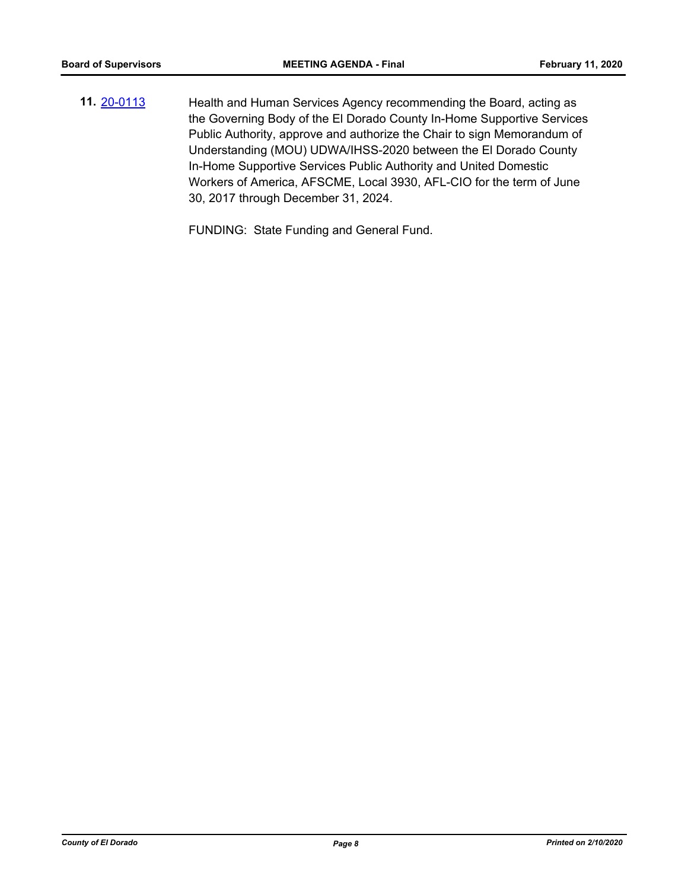**11.** [20-0113](20-0113) Health and Human Services Agency recommending the Board, acting as the Governing Body of the El Dorado County In-Home Supportive Services Public Authority, approve and authorize the Chair to sign Memorandum of Understanding (MOU) UDWA/IHSS-2020 between the El Dorado County In-Home Supportive Services Public Authority and United Domestic Workers of America, AFSCME, Local 3930, AFL-CIO for the term of June 30, 2017 through December 31, 2024.

FUNDING: State Funding and General Fund.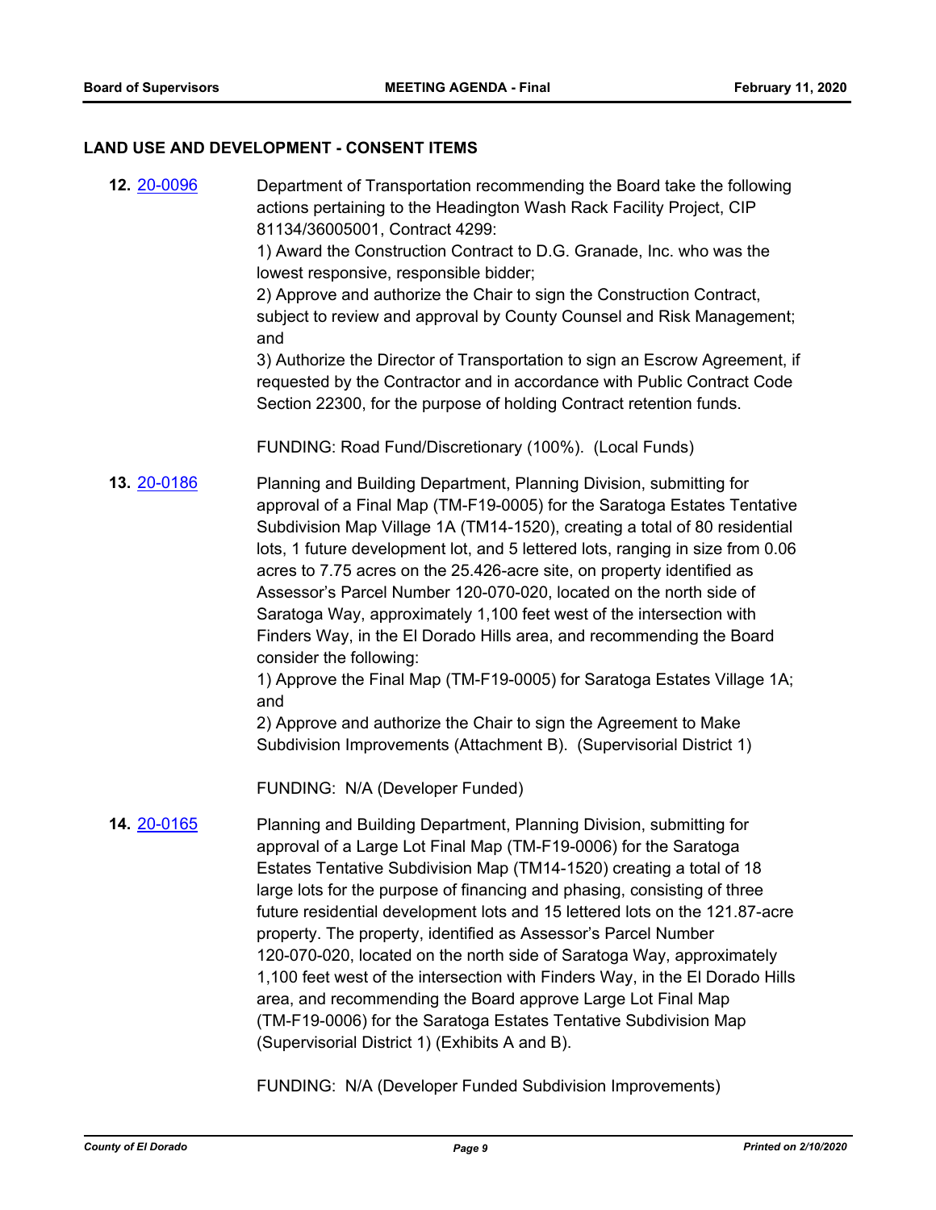## LAND USE AND DEVELOPMENT - CONSENT ITEMS

**12.** 20-0096

Department of Transportation recommending the Board take the following actions pertaining to the Headington Wash Rack Facility Project, CIP 81134/36005001, Contract 4299:

1) Award the Construction Contract to D.G. Granade, Inc. who was the lowest responsive, responsible bidder;

2) Approve and authorize the Chair to sign the Construction Contract, subject to review and approval by County Counsel and Risk Management; and

3) Authorize the Director of Transportation to sign an Escrow Agreement, if requested by the Contractor and in accordance with Public Contract Code Section 22300, for the purpose of holding Contract retention funds.

FUNDING: Road Fund/Discretionary (100%). (Local Funds)

**13.** 20-0186

Planning and Building Department, Planning Division, submitting for approval of a Final Map (TM-F19-0005) for the Saratoga Estates Tentative Subdivision Map Village 1A (TM14-1520), creating a total of 80 residential lots, 1 future development lot, and 5 lettered lots, ranging in size from 0.06 acres to 7.75 acres on the 25.426-acre site, on property identified as Assessor's Parcel Number 120-070-020, located on the north side of Saratoga Way, approximately 1,100 feet west of the intersection with Finders Way, in the El Dorado Hills area, and recommending the Board consider the following:

1) Approve the Final Map (TM-F19-0005) for Saratoga Estates Village 1A; and

2) Approve and authorize the Chair to sign the Agreement to Make Subdivision Improvements (Attachment B). (Supervisorial District 1)

FUNDING: N/A (Developer Funded)

**14.** 20-0165

Planning and Building Department, Planning Division, submitting for approval of a Large Lot Final Map (TM-F19-0006) for the Saratoga Estates Tentative Subdivision Map (TM14-1520) creating a total of 18 large lots for the purpose of financing and phasing, consisting of three future residential development lots and 15 lettered lots on the 121.87-acre property. The property, identified as Assessor's Parcel Number 120-070-020, located on the north side of Saratoga Way, approximately 1,100 feet west of the intersection with Finders Way, in the El Dorado Hills area, and recommending the Board approve Large Lot Final Map (TM-F19-0006) for the Saratoga Estates Tentative Subdivision Map (Supervisorial District 1) (Exhibits A and B).

FUNDING: N/A (Developer Funded Subdivision Improvements)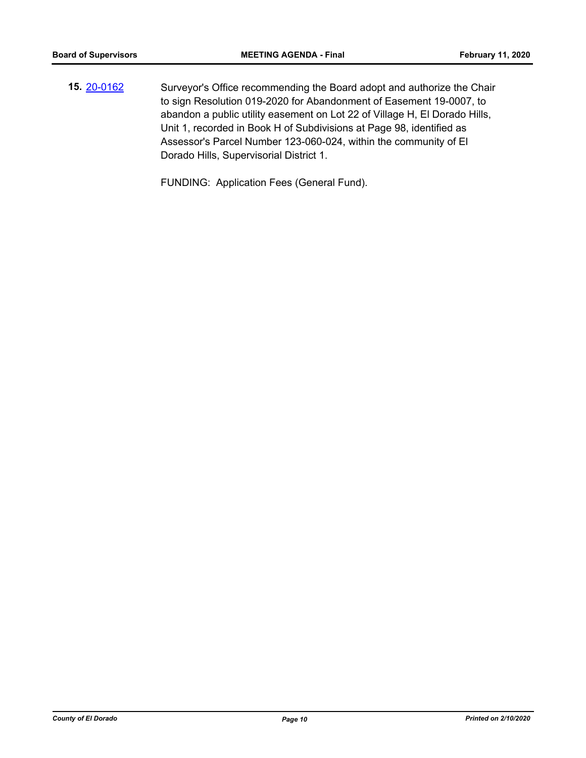**15.** [20-0162](20-0162) Surveyor's Office recommending the Board adopt and authorize the Chair to sign Resolution 019-2020 for Abandonment of Easement 19-0007, to abandon a public utility easement on Lot 22 of Village H, El Dorado Hills, Unit 1, recorded in Book H of Subdivisions at Page 98, identified as Assessor's Parcel Number 123-060-024, within the community of El Dorado Hills, Supervisorial District 1.

FUNDING: Application Fees (General Fund).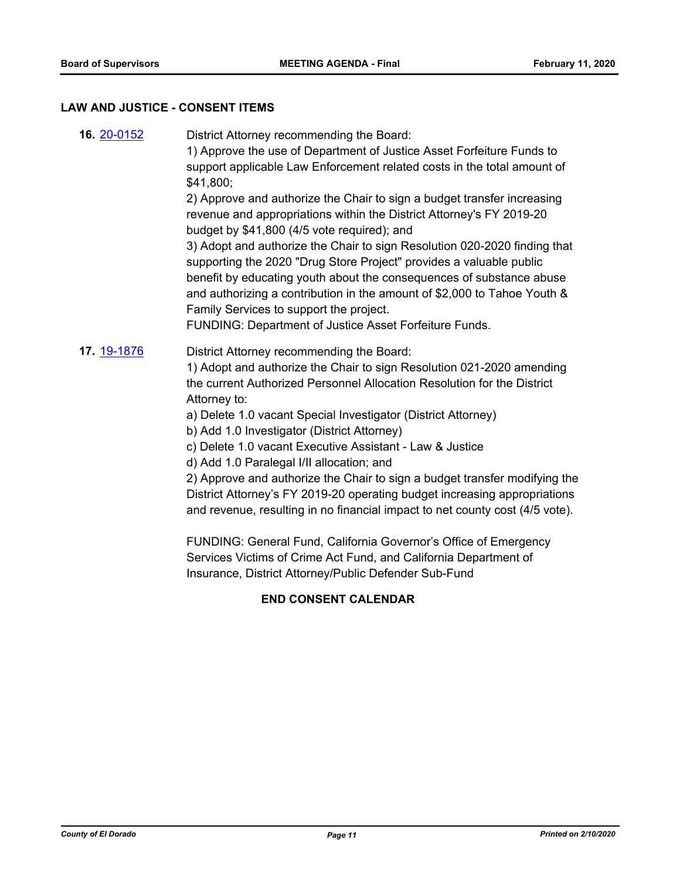## LAW AND JUSTICE - CONSENT ITEMS

**16.** 20-0152

District Attorney recommending the Board:

1) Approve the use of Department of Justice Asset Forfeiture Funds to support applicable Law Enforcement related costs in the total amount of $41,800;

2) Approve and authorize the Chair to sign a budget transfer increasing revenue and appropriations within the District Attorney's FY 2019-20 budget by $41,800 (4/5 vote required); and

3) Adopt and authorize the Chair to sign Resolution 020-2020 finding that supporting the 2020 "Drug Store Project" provides a valuable public benefit by educating youth about the consequences of substance abuse and authorizing a contribution in the amount of $2,000 to Tahoe Youth & Family Services to support the project.

FUNDING: Department of Justice Asset Forfeiture Funds.

**17.** 19-1876

District Attorney recommending the Board:

1) Adopt and authorize the Chair to sign Resolution 021-2020 amending the current Authorized Personnel Allocation Resolution for the District Attorney to:

a) Delete 1.0 vacant Special Investigator (District Attorney)

b) Add 1.0 Investigator (District Attorney)

c) Delete 1.0 vacant Executive Assistant - Law & Justice

d) Add 1.0 Paralegal I/II allocation; and

2) Approve and authorize the Chair to sign a budget transfer modifying the District Attorney's FY 2019-20 operating budget increasing appropriations and revenue, resulting in no financial impact to net county cost (4/5 vote).

FUNDING: General Fund, California Governor's Office of Emergency Services Victims of Crime Act Fund, and California Department of Insurance, District Attorney/Public Defender Sub-Fund

**END CONSENT CALENDAR**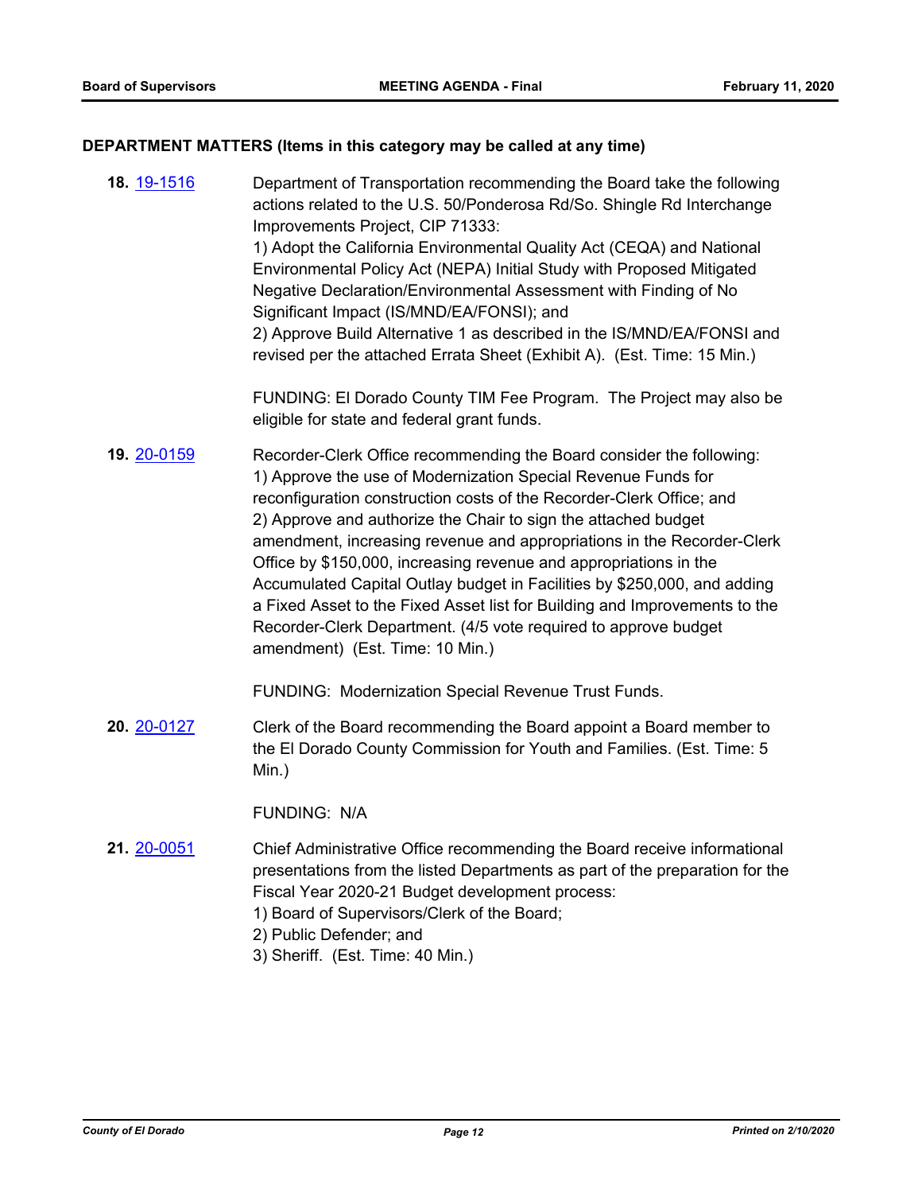### DEPARTMENT MATTERS (Items in this category may be called at any time)

**18.** 19-1516 Department of Transportation recommending the Board take the following actions related to the U.S. 50/Ponderosa Rd/So. Shingle Rd Interchange Improvements Project, CIP 71333:
1) Adopt the California Environmental Quality Act (CEQA) and National Environmental Policy Act (NEPA) Initial Study with Proposed Mitigated Negative Declaration/Environmental Assessment with Finding of No Significant Impact (IS/MND/EA/FONSI); and
2) Approve Build Alternative 1 as described in the IS/MND/EA/FONSI and revised per the attached Errata Sheet (Exhibit A). (Est. Time: 15 Min.)

FUNDING: El Dorado County TIM Fee Program. The Project may also be eligible for state and federal grant funds.

**19.** 20-0159 Recorder-Clerk Office recommending the Board consider the following:
1) Approve the use of Modernization Special Revenue Funds for reconfiguration construction costs of the Recorder-Clerk Office; and
2) Approve and authorize the Chair to sign the attached budget amendment, increasing revenue and appropriations in the Recorder-Clerk Office by $150,000, increasing revenue and appropriations in the Accumulated Capital Outlay budget in Facilities by $250,000, and adding a Fixed Asset to the Fixed Asset list for Building and Improvements to the Recorder-Clerk Department. (4/5 vote required to approve budget amendment) (Est. Time: 10 Min.)

FUNDING: Modernization Special Revenue Trust Funds.

**20.** 20-0127 Clerk of the Board recommending the Board appoint a Board member to the El Dorado County Commission for Youth and Families. (Est. Time: 5 Min.)

FUNDING: N/A

**21.** 20-0051 Chief Administrative Office recommending the Board receive informational presentations from the listed Departments as part of the preparation for the Fiscal Year 2020-21 Budget development process:
1) Board of Supervisors/Clerk of the Board;
2) Public Defender; and
3) Sheriff. (Est. Time: 40 Min.)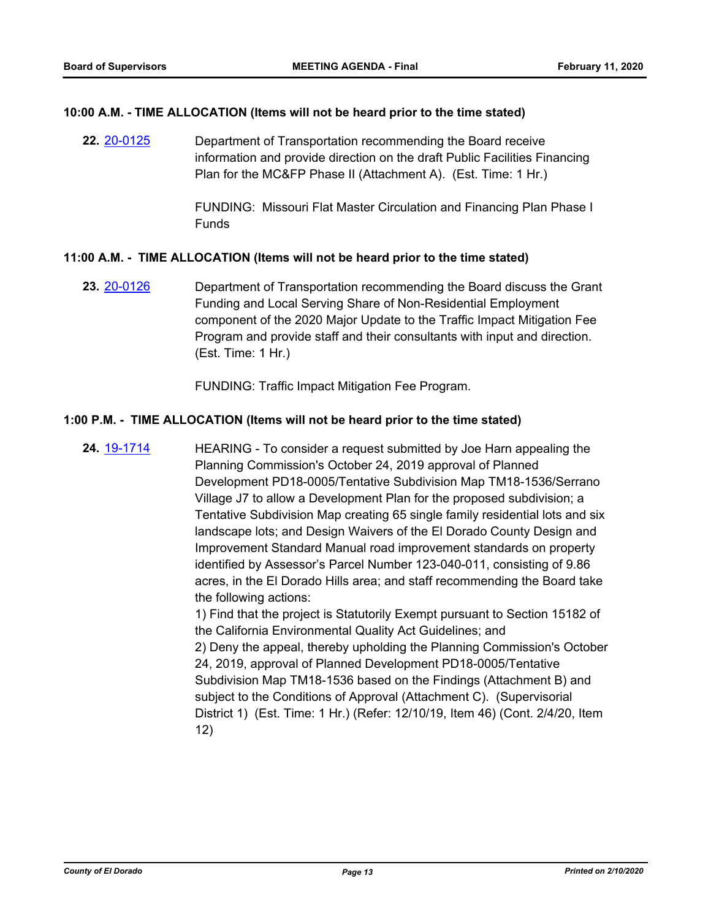**10:00 A.M. - TIME ALLOCATION (Items will not be heard prior to the time stated)**

**22.** 20-0125 Department of Transportation recommending the Board receive information and provide direction on the draft Public Facilities Financing Plan for the MC&FP Phase II (Attachment A). (Est. Time: 1 Hr.)

FUNDING: Missouri Flat Master Circulation and Financing Plan Phase I Funds

**11:00 A.M. - TIME ALLOCATION (Items will not be heard prior to the time stated)**

**23.** 20-0126 Department of Transportation recommending the Board discuss the Grant Funding and Local Serving Share of Non-Residential Employment component of the 2020 Major Update to the Traffic Impact Mitigation Fee Program and provide staff and their consultants with input and direction. (Est. Time: 1 Hr.)

FUNDING: Traffic Impact Mitigation Fee Program.

**1:00 P.M. - TIME ALLOCATION (Items will not be heard prior to the time stated)**

**24.** 19-1714 HEARING - To consider a request submitted by Joe Harn appealing the Planning Commission's October 24, 2019 approval of Planned Development PD18-0005/Tentative Subdivision Map TM18-1536/Serrano Village J7 to allow a Development Plan for the proposed subdivision; a Tentative Subdivision Map creating 65 single family residential lots and six landscape lots; and Design Waivers of the El Dorado County Design and Improvement Standard Manual road improvement standards on property identified by Assessor's Parcel Number 123-040-011, consisting of 9.86 acres, in the El Dorado Hills area; and staff recommending the Board take the following actions:

1) Find that the project is Statutorily Exempt pursuant to Section 15182 of the California Environmental Quality Act Guidelines; and

2) Deny the appeal, thereby upholding the Planning Commission's October 24, 2019, approval of Planned Development PD18-0005/Tentative Subdivision Map TM18-1536 based on the Findings (Attachment B) and subject to the Conditions of Approval (Attachment C). (Supervisorial District 1) (Est. Time: 1 Hr.) (Refer: 12/10/19, Item 46) (Cont. 2/4/20, Item 12)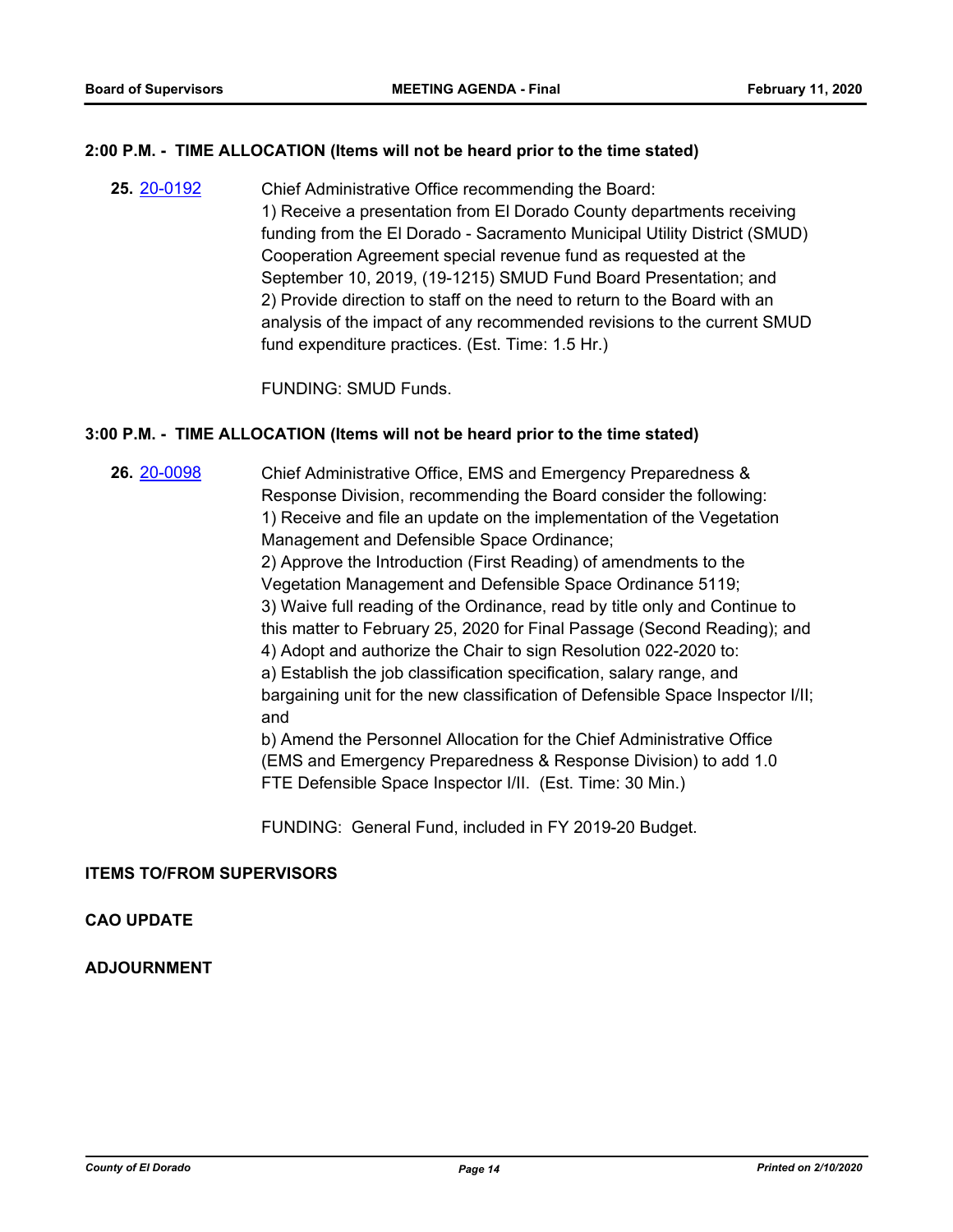**2:00 P.M. - TIME ALLOCATION (Items will not be heard prior to the time stated)**

**25.** 20-0192 Chief Administrative Office recommending the Board:
1) Receive a presentation from El Dorado County departments receiving funding from the El Dorado - Sacramento Municipal Utility District (SMUD) Cooperation Agreement special revenue fund as requested at the September 10, 2019, (19-1215) SMUD Fund Board Presentation; and
2) Provide direction to staff on the need to return to the Board with an analysis of the impact of any recommended revisions to the current SMUD fund expenditure practices. (Est. Time: 1.5 Hr.)

FUNDING: SMUD Funds.

**3:00 P.M. - TIME ALLOCATION (Items will not be heard prior to the time stated)**

**26.** 20-0098 Chief Administrative Office, EMS and Emergency Preparedness & Response Division, recommending the Board consider the following:
1) Receive and file an update on the implementation of the Vegetation Management and Defensible Space Ordinance;
2) Approve the Introduction (First Reading) of amendments to the Vegetation Management and Defensible Space Ordinance 5119;
3) Waive full reading of the Ordinance, read by title only and Continue to this matter to February 25, 2020 for Final Passage (Second Reading); and
4) Adopt and authorize the Chair to sign Resolution 022-2020 to:
a) Establish the job classification specification, salary range, and bargaining unit for the new classification of Defensible Space Inspector I/II; and
b) Amend the Personnel Allocation for the Chief Administrative Office (EMS and Emergency Preparedness & Response Division) to add 1.0 FTE Defensible Space Inspector I/II. (Est. Time: 30 Min.)

FUNDING: General Fund, included in FY 2019-20 Budget.

**ITEMS TO/FROM SUPERVISORS**

**CAO UPDATE**

**ADJOURNMENT**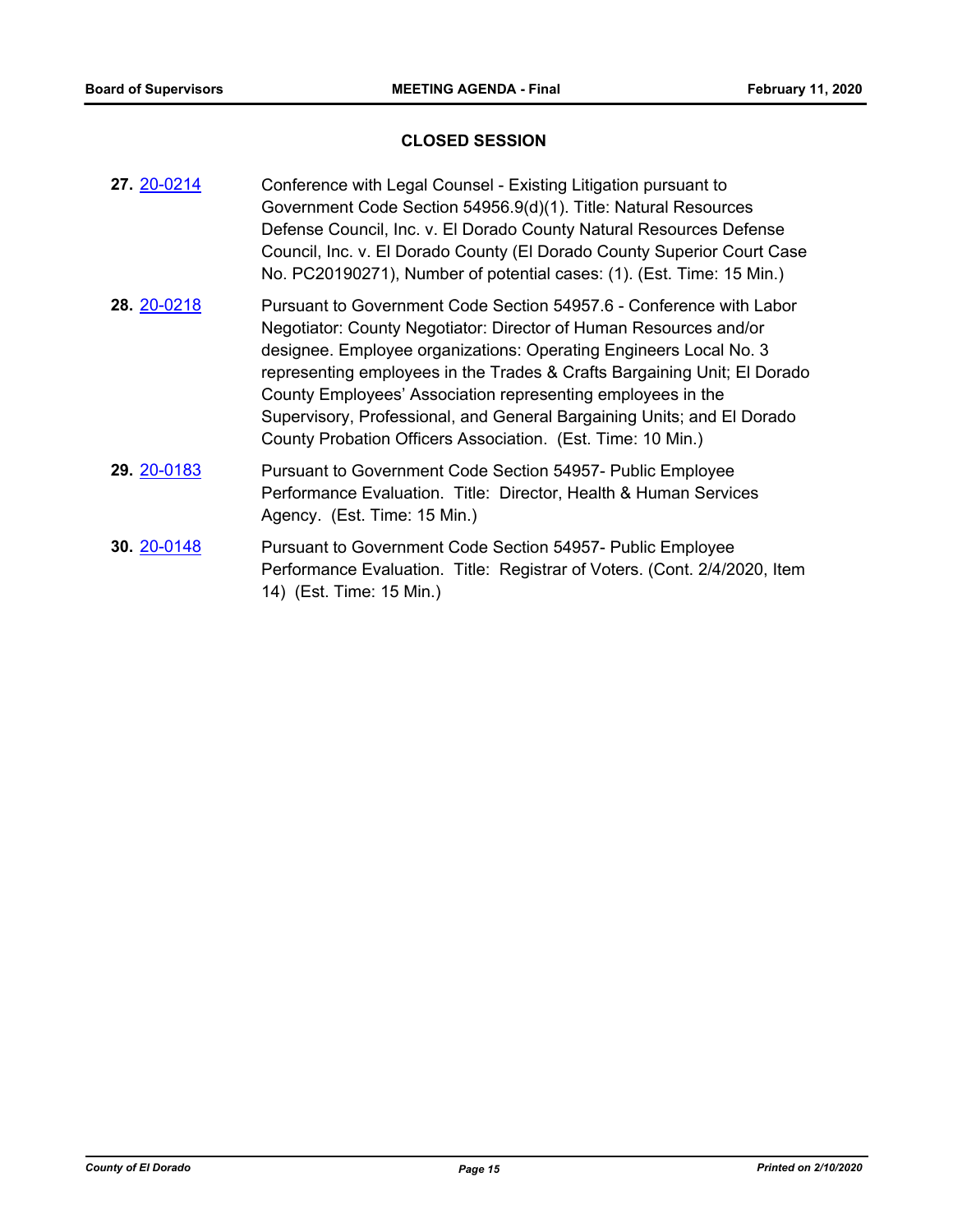## CLOSED SESSION

**27.** 20-0214 Conference with Legal Counsel - Existing Litigation pursuant to Government Code Section 54956.9(d)(1). Title: Natural Resources Defense Council, Inc. v. El Dorado County Natural Resources Defense Council, Inc. v. El Dorado County (El Dorado County Superior Court Case No. PC20190271), Number of potential cases: (1). (Est. Time: 15 Min.)

**28.** 20-0218 Pursuant to Government Code Section 54957.6 - Conference with Labor Negotiator: County Negotiator: Director of Human Resources and/or designee. Employee organizations: Operating Engineers Local No. 3 representing employees in the Trades & Crafts Bargaining Unit; El Dorado County Employees' Association representing employees in the Supervisory, Professional, and General Bargaining Units; and El Dorado County Probation Officers Association. (Est. Time: 10 Min.)

**29.** 20-0183 Pursuant to Government Code Section 54957- Public Employee Performance Evaluation. Title: Director, Health & Human Services Agency. (Est. Time: 15 Min.)

**30.** 20-0148 Pursuant to Government Code Section 54957- Public Employee Performance Evaluation. Title: Registrar of Voters. (Cont. 2/4/2020, Item 14) (Est. Time: 15 Min.)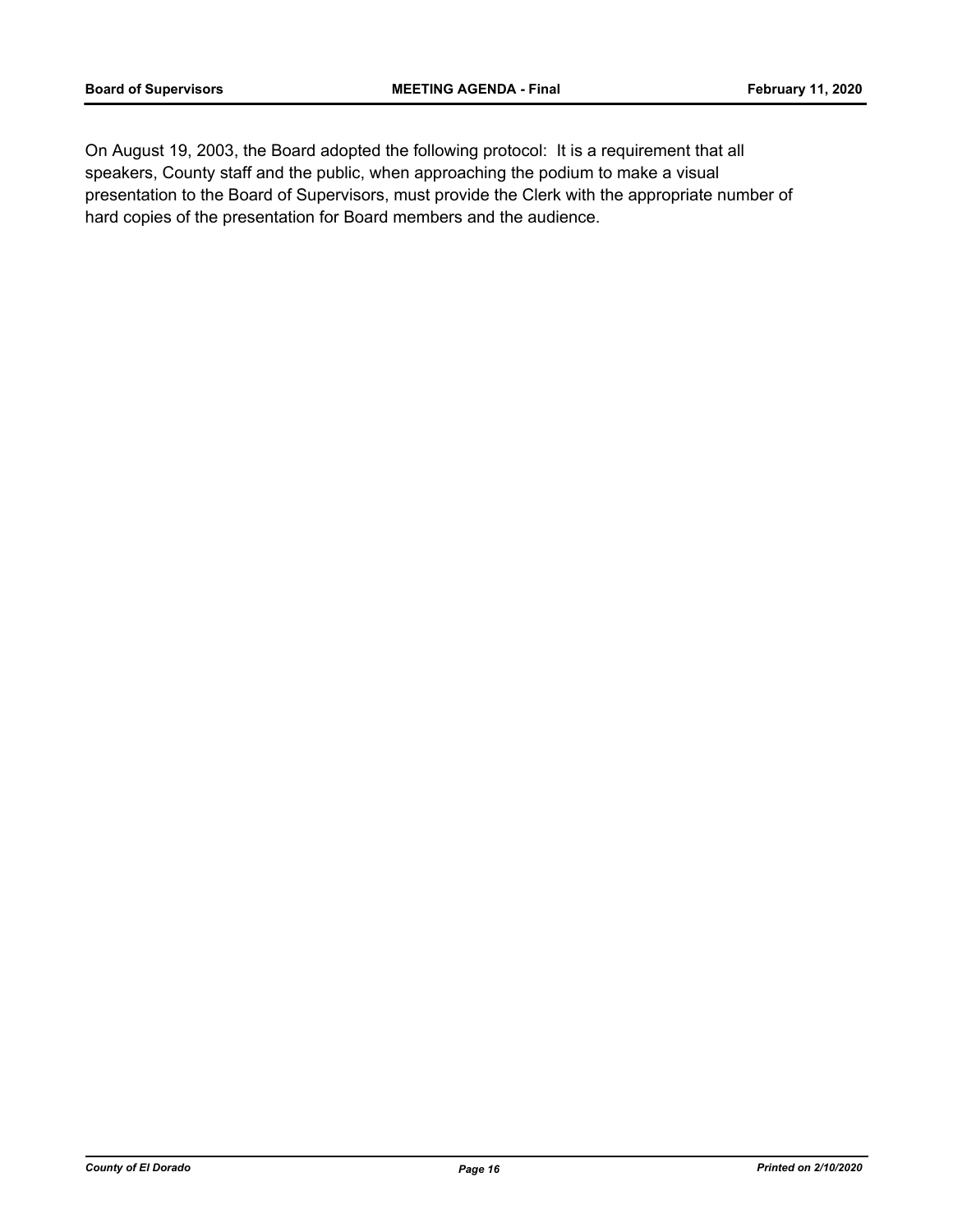On August 19, 2003, the Board adopted the following protocol: It is a requirement that all speakers, County staff and the public, when approaching the podium to make a visual presentation to the Board of Supervisors, must provide the Clerk with the appropriate number of hard copies of the presentation for Board members and the audience.